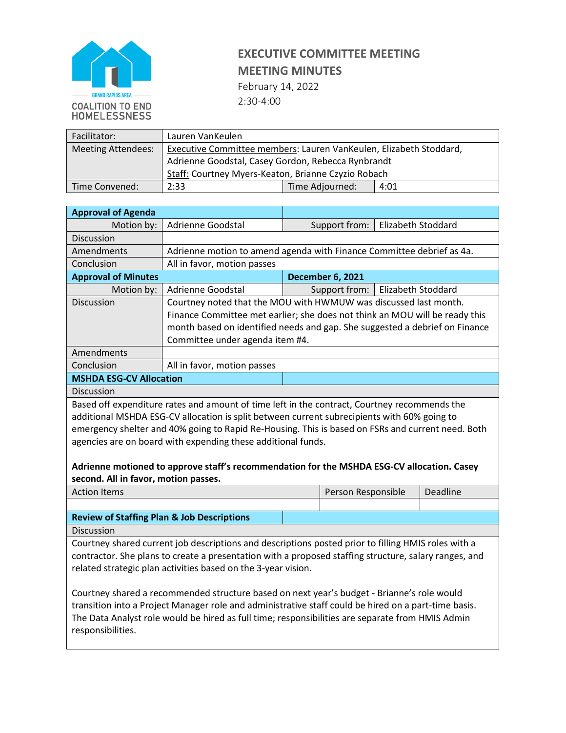GRAND RAPIDS AREA
COALITION TO END HOMELESSNESS

# EXECUTIVE COMMITTEE MEETING
# MEETING MINUTES

February 14, 2022
2:30-4:00

| Facilitator: | Lauren VanKeulen | | |
|---|---|---|---|
| Meeting Attendees: | Executive Committee members: Lauren VanKeulen, Elizabeth Stoddard, Adrienne Goodstal, Casey Gordon, Rebecca Rynbrandt<br>Staff: Courtney Myers-Keaton, Brianne Czyzio Robach | | |
| Time Convened: | 2:33 | Time Adjourned: | 4:01 |

| **Approval of Agenda** | | | |
|---|---|---|---|
| Motion by: | Adrienne Goodstal | Support from: | Elizabeth Stoddard |
| Discussion | | | |
| Amendments | Adrienne motion to amend agenda with Finance Committee debrief as 4a. | | |
| Conclusion | All in favor, motion passes | | |
| **Approval of Minutes** | | **December 6, 2021** | |
| Motion by: | Adrienne Goodstal | Support from: | Elizabeth Stoddard |
| Discussion | Courtney noted that the MOU with HWMUW was discussed last month. Finance Committee met earlier; she does not think an MOU will be ready this month based on identified needs and gap. She suggested a debrief on Finance Committee under agenda item #4. | | |
| Amendments | | | |
| Conclusion | All in favor, motion passes | | |

**MSHDA ESG-CV Allocation**

Discussion

Based off expenditure rates and amount of time left in the contract, Courtney recommends the additional MSHDA ESG-CV allocation is split between current subrecipients with 60% going to emergency shelter and 40% going to Rapid Re-Housing. This is based on FSRs and current need. Both agencies are on board with expending these additional funds.

**Adrienne motioned to approve staff's recommendation for the MSHDA ESG-CV allocation. Casey second. All in favor, motion passes.**

| Action Items | Person Responsible | Deadline |
|---|---|---|
| | | |

**Review of Staffing Plan & Job Descriptions**

Discussion

Courtney shared current job descriptions and descriptions posted prior to filling HMIS roles with a contractor. She plans to create a presentation with a proposed staffing structure, salary ranges, and related strategic plan activities based on the 3-year vision.

Courtney shared a recommended structure based on next year's budget - Brianne's role would transition into a Project Manager role and administrative staff could be hired on a part-time basis. The Data Analyst role would be hired as full time; responsibilities are separate from HMIS Admin responsibilities.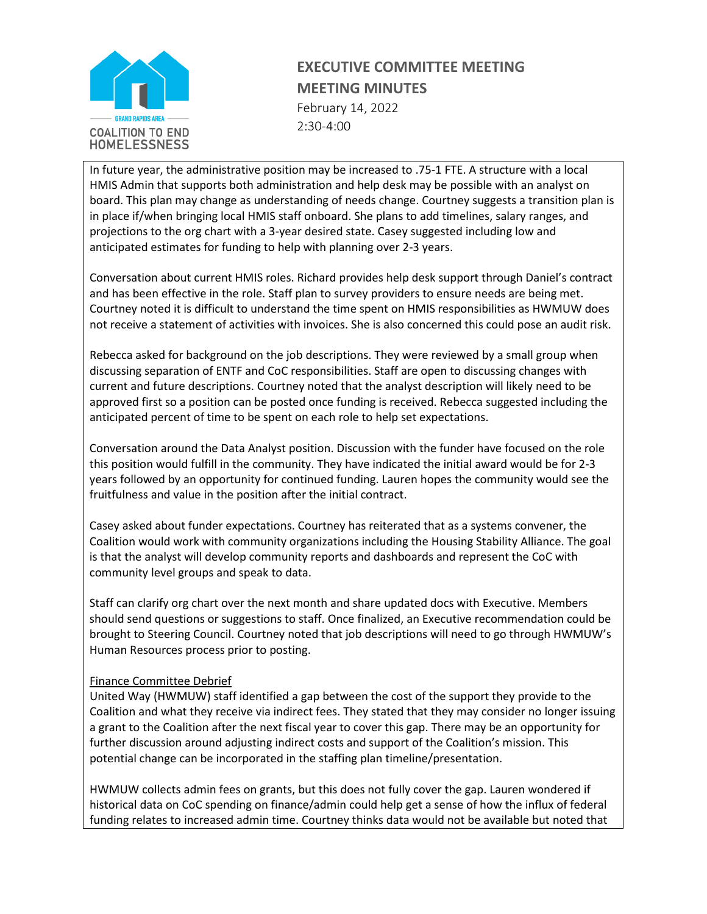# EXECUTIVE COMMITTEE MEETING
# MEETING MINUTES

February 14, 2022
2:30-4:00

In future year, the administrative position may be increased to .75-1 FTE. A structure with a local HMIS Admin that supports both administration and help desk may be possible with an analyst on board. This plan may change as understanding of needs change. Courtney suggests a transition plan is in place if/when bringing local HMIS staff onboard. She plans to add timelines, salary ranges, and projections to the org chart with a 3-year desired state. Casey suggested including low and anticipated estimates for funding to help with planning over 2-3 years.

Conversation about current HMIS roles. Richard provides help desk support through Daniel's contract and has been effective in the role. Staff plan to survey providers to ensure needs are being met. Courtney noted it is difficult to understand the time spent on HMIS responsibilities as HWMUW does not receive a statement of activities with invoices. She is also concerned this could pose an audit risk.

Rebecca asked for background on the job descriptions. They were reviewed by a small group when discussing separation of ENTF and CoC responsibilities. Staff are open to discussing changes with current and future descriptions. Courtney noted that the analyst description will likely need to be approved first so a position can be posted once funding is received. Rebecca suggested including the anticipated percent of time to be spent on each role to help set expectations.

Conversation around the Data Analyst position. Discussion with the funder have focused on the role this position would fulfill in the community. They have indicated the initial award would be for 2-3 years followed by an opportunity for continued funding. Lauren hopes the community would see the fruitfulness and value in the position after the initial contract.

Casey asked about funder expectations. Courtney has reiterated that as a systems convener, the Coalition would work with community organizations including the Housing Stability Alliance. The goal is that the analyst will develop community reports and dashboards and represent the CoC with community level groups and speak to data.

Staff can clarify org chart over the next month and share updated docs with Executive. Members should send questions or suggestions to staff. Once finalized, an Executive recommendation could be brought to Steering Council. Courtney noted that job descriptions will need to go through HWMUW's Human Resources process prior to posting.

Finance Committee Debrief

United Way (HWMUW) staff identified a gap between the cost of the support they provide to the Coalition and what they receive via indirect fees. They stated that they may consider no longer issuing a grant to the Coalition after the next fiscal year to cover this gap. There may be an opportunity for further discussion around adjusting indirect costs and support of the Coalition's mission. This potential change can be incorporated in the staffing plan timeline/presentation.

HWMUW collects admin fees on grants, but this does not fully cover the gap. Lauren wondered if historical data on CoC spending on finance/admin could help get a sense of how the influx of federal funding relates to increased admin time. Courtney thinks data would not be available but noted that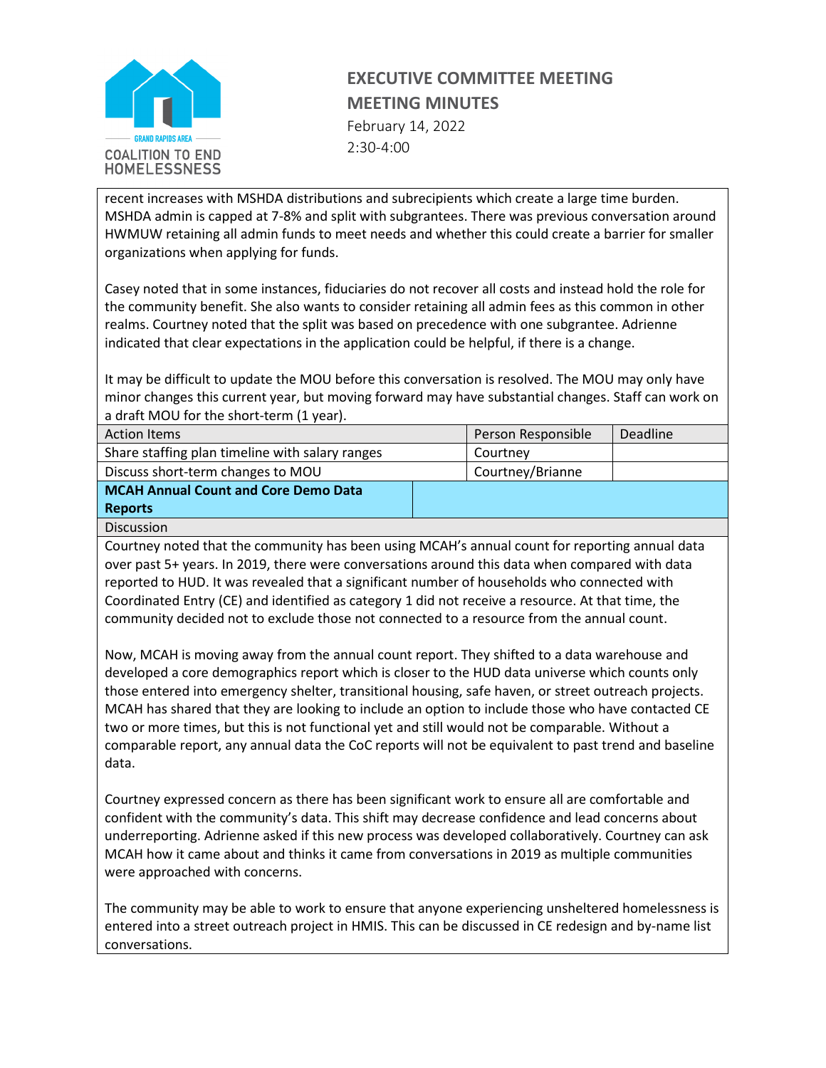recent increases with MSHDA distributions and subrecipients which create a large time burden. MSHDA admin is capped at 7-8% and split with subgrantees. There was previous conversation around HWMUW retaining all admin funds to meet needs and whether this could create a barrier for smaller organizations when applying for funds.

Casey noted that in some instances, fiduciaries do not recover all costs and instead hold the role for the community benefit. She also wants to consider retaining all admin fees as this common in other realms. Courtney noted that the split was based on precedence with one subgrantee. Adrienne indicated that clear expectations in the application could be helpful, if there is a change.

It may be difficult to update the MOU before this conversation is resolved. The MOU may only have minor changes this current year, but moving forward may have substantial changes. Staff can work on a draft MOU for the short-term (1 year).

| Action Items | Person Responsible | Deadline |
| --- | --- | --- |
| Share staffing plan timeline with salary ranges | Courtney | |
| Discuss short-term changes to MOU | Courtney/Brianne | |

**MCAH Annual Count and Core Demo Data Reports**

Discussion

Courtney noted that the community has been using MCAH's annual count for reporting annual data over past 5+ years. In 2019, there were conversations around this data when compared with data reported to HUD. It was revealed that a significant number of households who connected with Coordinated Entry (CE) and identified as category 1 did not receive a resource. At that time, the community decided not to exclude those not connected to a resource from the annual count.

Now, MCAH is moving away from the annual count report. They shifted to a data warehouse and developed a core demographics report which is closer to the HUD data universe which counts only those entered into emergency shelter, transitional housing, safe haven, or street outreach projects. MCAH has shared that they are looking to include an option to include those who have contacted CE two or more times, but this is not functional yet and still would not be comparable. Without a comparable report, any annual data the CoC reports will not be equivalent to past trend and baseline data.

Courtney expressed concern as there has been significant work to ensure all are comfortable and confident with the community's data. This shift may decrease confidence and lead concerns about underreporting. Adrienne asked if this new process was developed collaboratively. Courtney can ask MCAH how it came about and thinks it came from conversations in 2019 as multiple communities were approached with concerns.

The community may be able to work to ensure that anyone experiencing unsheltered homelessness is entered into a street outreach project in HMIS. This can be discussed in CE redesign and by-name list conversations.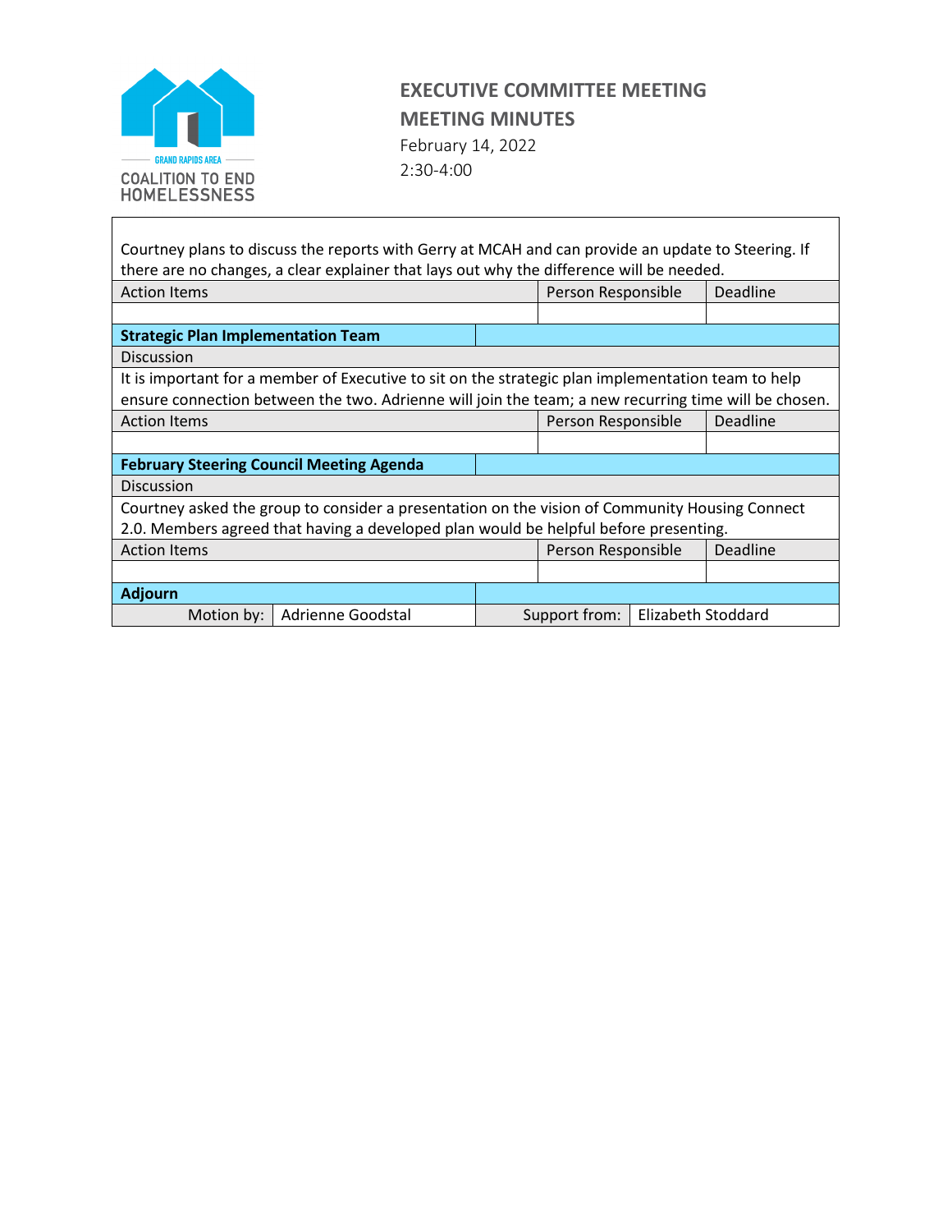**EXECUTIVE COMMITTEE MEETING**
**MEETING MINUTES**
February 14, 2022
2:30-4:00

| | | |
|---|---|---|
| Courtney plans to discuss the reports with Gerry at MCAH and can provide an update to Steering. If there are no changes, a clear explainer that lays out why the difference will be needed. | | |
| Action Items | Person Responsible | Deadline |
| | | |
| **Strategic Plan Implementation Team** | | |
| Discussion | | |
| It is important for a member of Executive to sit on the strategic plan implementation team to help ensure connection between the two. Adrienne will join the team; a new recurring time will be chosen. | | |
| Action Items | Person Responsible | Deadline |
| | | |
| **February Steering Council Meeting Agenda** | | |
| Discussion | | |
| Courtney asked the group to consider a presentation on the vision of Community Housing Connect 2.0. Members agreed that having a developed plan would be helpful before presenting. | | |
| Action Items | Person Responsible | Deadline |
| | | |
| **Adjourn** | | |

| | | | |
|---|---|---|---|
| Motion by: | Adrienne Goodstal | Support from: | Elizabeth Stoddard |